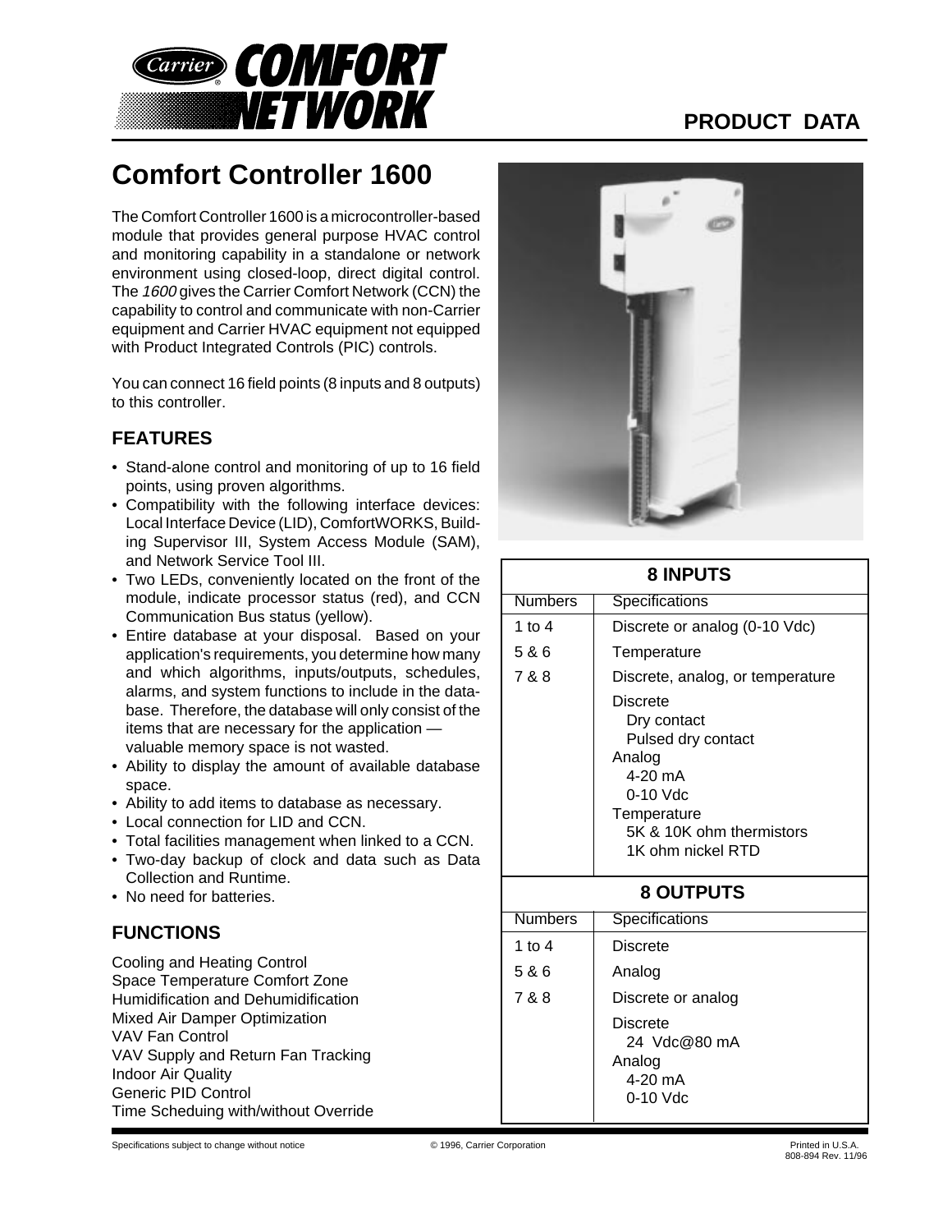# Comfort Controller 1600

PRODUCT DATA

The Comfort Controller 1600 is a microcontroller-based module that provides general purpose HVAC control and monitoring capability in a standalone or network environment using closed-loop, direct digital control. The *1600* gives the Carrier Comfort Network (CCN) the capability to control and communicate with non-Carrier equipment and Carrier HVAC equipment not equipped with Product Integrated Controls (PIC) controls.

You can connect 16 field points (8 inputs and 8 outputs) to this controller.

## FEATURES

- Stand-alone control and monitoring of up to 16 field points, using proven algorithms.
- Compatibility with the following interface devices: Local Interface Device (LID), ComfortWORKS, Building Supervisor III, System Access Module (SAM), and Network Service Tool III.
- Two LEDs, conveniently located on the front of the module, indicate processor status (red), and CCN Communication Bus status (yellow).
- Entire database at your disposal. Based on your application's requirements, you determine how many and which algorithms, inputs/outputs, schedules, alarms, and system functions to include in the database. Therefore, the database will only consist of the items that are necessary for the application — valuable memory space is not wasted.
- Ability to display the amount of available database space.
- Ability to add items to database as necessary.
- Local connection for LID and CCN.
- Total facilities management when linked to a CCN.
- Two-day backup of clock and data such as Data Collection and Runtime.
- No need for batteries.

## FUNCTIONS

Cooling and Heating Control
Space Temperature Comfort Zone
Humidification and Dehumidification
Mixed Air Damper Optimization
VAV Fan Control
VAV Supply and Return Fan Tracking
Indoor Air Quality
Generic PID Control
Time Scheduing with/without Override

### 8 INPUTS

| Numbers | Specifications |
|---|---|
| 1 to 4 | Discrete or analog (0-10 Vdc) |
| 5 & 6 | Temperature |
| 7 & 8 | Discrete, analog, or temperature |
| | Discrete<br>Dry contact<br>Pulsed dry contact<br>Analog<br>4-20 mA<br>0-10 Vdc<br>Temperature<br>5K & 10K ohm thermistors<br>1K ohm nickel RTD |

### 8 OUTPUTS

| Numbers | Specifications |
|---|---|
| 1 to 4 | Discrete |
| 5 & 6 | Analog |
| 7 & 8 | Discrete or analog |
| | Discrete<br>24 Vdc@80 mA<br>Analog<br>4-20 mA<br>0-10 Vdc |

Specifications subject to change without notice © 1996, Carrier Corporation Printed in U.S.A. 808-894 Rev. 11/96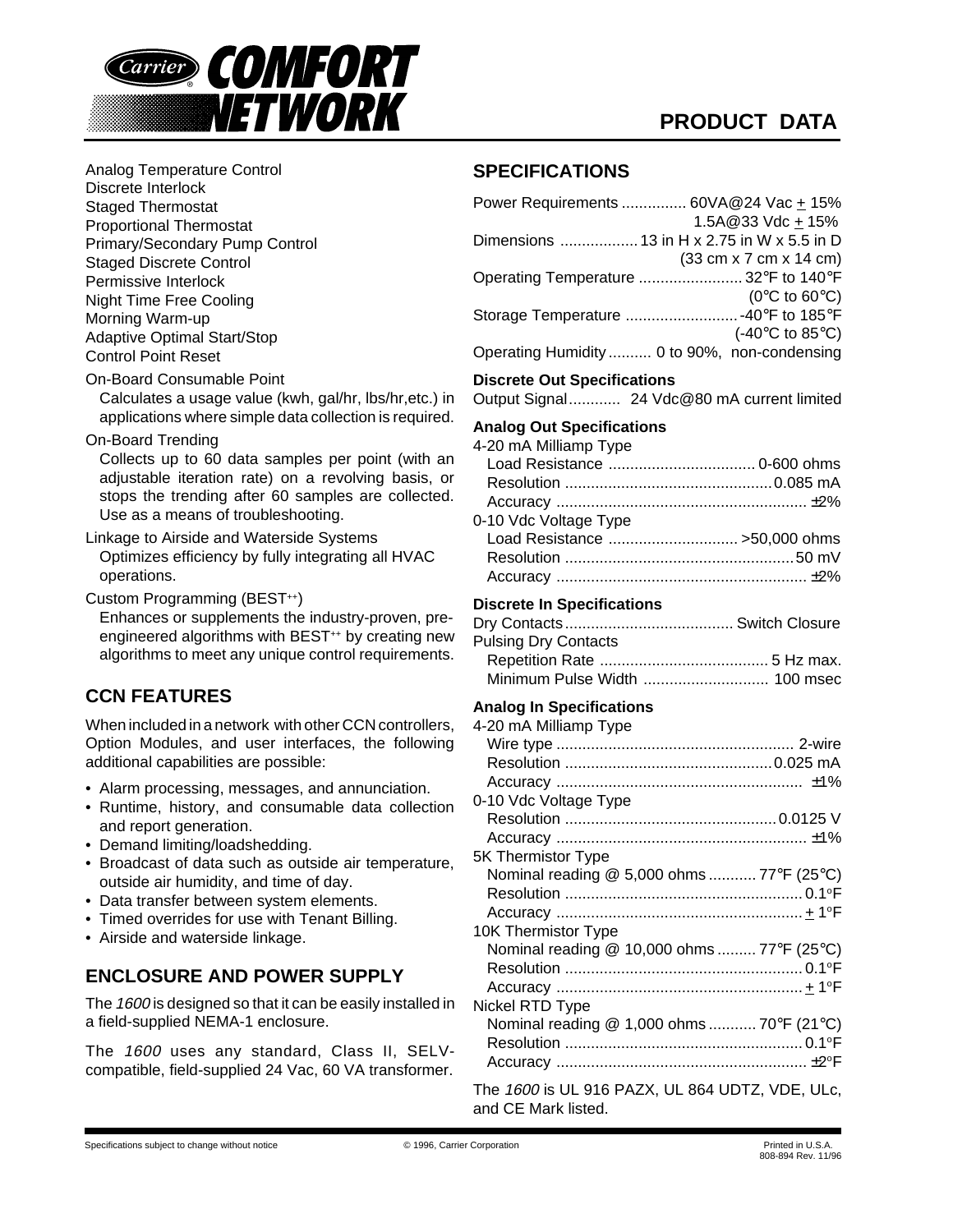**Carrier COMFORT NETWORK**

**PRODUCT DATA**

Analog Temperature Control
Discrete Interlock
Staged Thermostat
Proportional Thermostat
Primary/Secondary Pump Control
Staged Discrete Control
Permissive Interlock
Night Time Free Cooling
Morning Warm-up
Adaptive Optimal Start/Stop
Control Point Reset

On-Board Consumable Point
Calculates a usage value (kwh, gal/hr, lbs/hr,etc.) in applications where simple data collection is required.

On-Board Trending
Collects up to 60 data samples per point (with an adjustable iteration rate) on a revolving basis, or stops the trending after 60 samples are collected. Use as a means of troubleshooting.

Linkage to Airside and Waterside Systems
Optimizes efficiency by fully integrating all HVAC operations.

Custom Programming (BEST++)
Enhances or supplements the industry-proven, pre-engineered algorithms with BEST++ by creating new algorithms to meet any unique control requirements.

## CCN FEATURES

When included in a network with other CCN controllers, Option Modules, and user interfaces, the following additional capabilities are possible:

- Alarm processing, messages, and annunciation.
- Runtime, history, and consumable data collection and report generation.
- Demand limiting/loadshedding.
- Broadcast of data such as outside air temperature, outside air humidity, and time of day.
- Data transfer between system elements.
- Timed overrides for use with Tenant Billing.
- Airside and waterside linkage.

## ENCLOSURE AND POWER SUPPLY

The *1600* is designed so that it can be easily installed in a field-supplied NEMA-1 enclosure.

The *1600* uses any standard, Class II, SELV-compatible, field-supplied 24 Vac, 60 VA transformer.

## SPECIFICATIONS

Power Requirements ............... 60VA@24 Vac ± 15%
1.5A@33 Vdc ± 15%
Dimensions .................. 13 in H x 2.75 in W x 5.5 in D
(33 cm x 7 cm x 14 cm)
Operating Temperature ........................ 32°F to 140°F
(0°C to 60°C)
Storage Temperature .......................... -40°F to 185°F
(-40°C to 85°C)
Operating Humidity .......... 0 to 90%, non-condensing

**Discrete Out Specifications**

Output Signal............ 24 Vdc@80 mA current limited

**Analog Out Specifications**

4-20 mA Milliamp Type
Load Resistance .................................. 0-600 ohms
Resolution ................................................ 0.085 mA
Accuracy .......................................................... ±2%
0-10 Vdc Voltage Type
Load Resistance ............................. >50,000 ohms
Resolution ..................................................... 50 mV
Accuracy .......................................................... ±2%

**Discrete In Specifications**

Dry Contacts....................................... Switch Closure
Pulsing Dry Contacts
Repetition Rate ....................................... 5 Hz max.
Minimum Pulse Width ............................. 100 msec

**Analog In Specifications**

4-20 mA Milliamp Type
Wire type ....................................................... 2-wire
Resolution ................................................ 0.025 mA
Accuracy ......................................................... ±1%
0-10 Vdc Voltage Type
Resolution ................................................. 0.0125 V
Accuracy .......................................................... ±1%
5K Thermistor Type
Nominal reading @ 5,000 ohms ........... 77°F (25°C)
Resolution ....................................................... 0.1°F
Accuracy ......................................................... ± 1°F
10K Thermistor Type
Nominal reading @ 10,000 ohms ......... 77°F (25°C)
Resolution ....................................................... 0.1°F
Accuracy ......................................................... ± 1°F
Nickel RTD Type
Nominal reading @ 1,000 ohms ........... 70°F (21°C)
Resolution ....................................................... 0.1°F
Accuracy .......................................................... ±2°F

The *1600* is UL 916 PAZX, UL 864 UDTZ, VDE, ULc, and CE Mark listed.

Specifications subject to change without notice © 1996, Carrier Corporation Printed in U.S.A. 808-894 Rev. 11/96